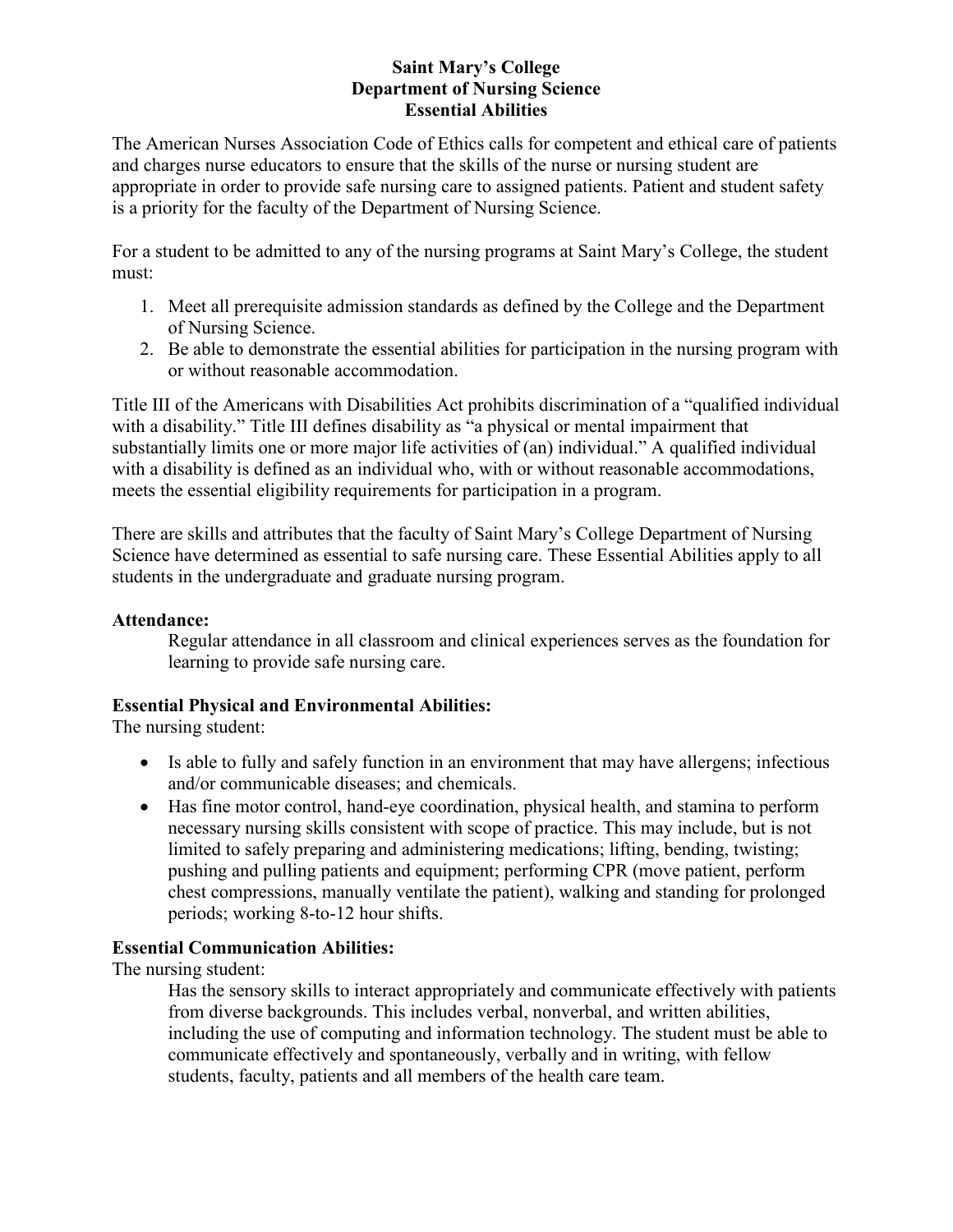# Saint Mary's College
## Department of Nursing Science
## Essential Abilities

The American Nurses Association Code of Ethics calls for competent and ethical care of patients and charges nurse educators to ensure that the skills of the nurse or nursing student are appropriate in order to provide safe nursing care to assigned patients. Patient and student safety is a priority for the faculty of the Department of Nursing Science.

For a student to be admitted to any of the nursing programs at Saint Mary's College, the student must:

1. Meet all prerequisite admission standards as defined by the College and the Department of Nursing Science.
2. Be able to demonstrate the essential abilities for participation in the nursing program with or without reasonable accommodation.

Title III of the Americans with Disabilities Act prohibits discrimination of a "qualified individual with a disability." Title III defines disability as "a physical or mental impairment that substantially limits one or more major life activities of (an) individual." A qualified individual with a disability is defined as an individual who, with or without reasonable accommodations, meets the essential eligibility requirements for participation in a program.

There are skills and attributes that the faculty of Saint Mary's College Department of Nursing Science have determined as essential to safe nursing care. These Essential Abilities apply to all students in the undergraduate and graduate nursing program.

**Attendance:**

Regular attendance in all classroom and clinical experiences serves as the foundation for learning to provide safe nursing care.

**Essential Physical and Environmental Abilities:**

The nursing student:

- Is able to fully and safely function in an environment that may have allergens; infectious and/or communicable diseases; and chemicals.
- Has fine motor control, hand-eye coordination, physical health, and stamina to perform necessary nursing skills consistent with scope of practice. This may include, but is not limited to safely preparing and administering medications; lifting, bending, twisting; pushing and pulling patients and equipment; performing CPR (move patient, perform chest compressions, manually ventilate the patient), walking and standing for prolonged periods; working 8-to-12 hour shifts.

**Essential Communication Abilities:**

The nursing student:

Has the sensory skills to interact appropriately and communicate effectively with patients from diverse backgrounds. This includes verbal, nonverbal, and written abilities, including the use of computing and information technology. The student must be able to communicate effectively and spontaneously, verbally and in writing, with fellow students, faculty, patients and all members of the health care team.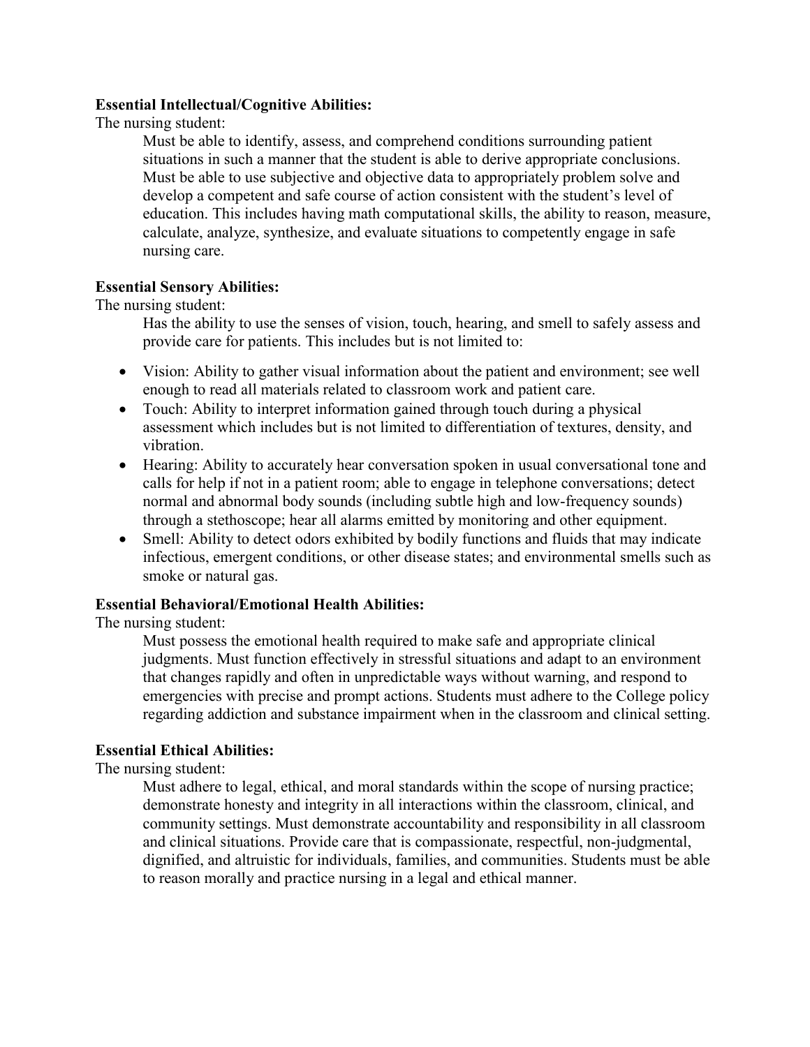**Essential Intellectual/Cognitive Abilities:**

The nursing student:

Must be able to identify, assess, and comprehend conditions surrounding patient situations in such a manner that the student is able to derive appropriate conclusions. Must be able to use subjective and objective data to appropriately problem solve and develop a competent and safe course of action consistent with the student's level of education. This includes having math computational skills, the ability to reason, measure, calculate, analyze, synthesize, and evaluate situations to competently engage in safe nursing care.

**Essential Sensory Abilities:**

The nursing student:

Has the ability to use the senses of vision, touch, hearing, and smell to safely assess and provide care for patients. This includes but is not limited to:

- Vision: Ability to gather visual information about the patient and environment; see well enough to read all materials related to classroom work and patient care.
- Touch: Ability to interpret information gained through touch during a physical assessment which includes but is not limited to differentiation of textures, density, and vibration.
- Hearing: Ability to accurately hear conversation spoken in usual conversational tone and calls for help if not in a patient room; able to engage in telephone conversations; detect normal and abnormal body sounds (including subtle high and low-frequency sounds) through a stethoscope; hear all alarms emitted by monitoring and other equipment.
- Smell: Ability to detect odors exhibited by bodily functions and fluids that may indicate infectious, emergent conditions, or other disease states; and environmental smells such as smoke or natural gas.

**Essential Behavioral/Emotional Health Abilities:**

The nursing student:

Must possess the emotional health required to make safe and appropriate clinical judgments. Must function effectively in stressful situations and adapt to an environment that changes rapidly and often in unpredictable ways without warning, and respond to emergencies with precise and prompt actions. Students must adhere to the College policy regarding addiction and substance impairment when in the classroom and clinical setting.

**Essential Ethical Abilities:**

The nursing student:

Must adhere to legal, ethical, and moral standards within the scope of nursing practice; demonstrate honesty and integrity in all interactions within the classroom, clinical, and community settings. Must demonstrate accountability and responsibility in all classroom and clinical situations. Provide care that is compassionate, respectful, non-judgmental, dignified, and altruistic for individuals, families, and communities. Students must be able to reason morally and practice nursing in a legal and ethical manner.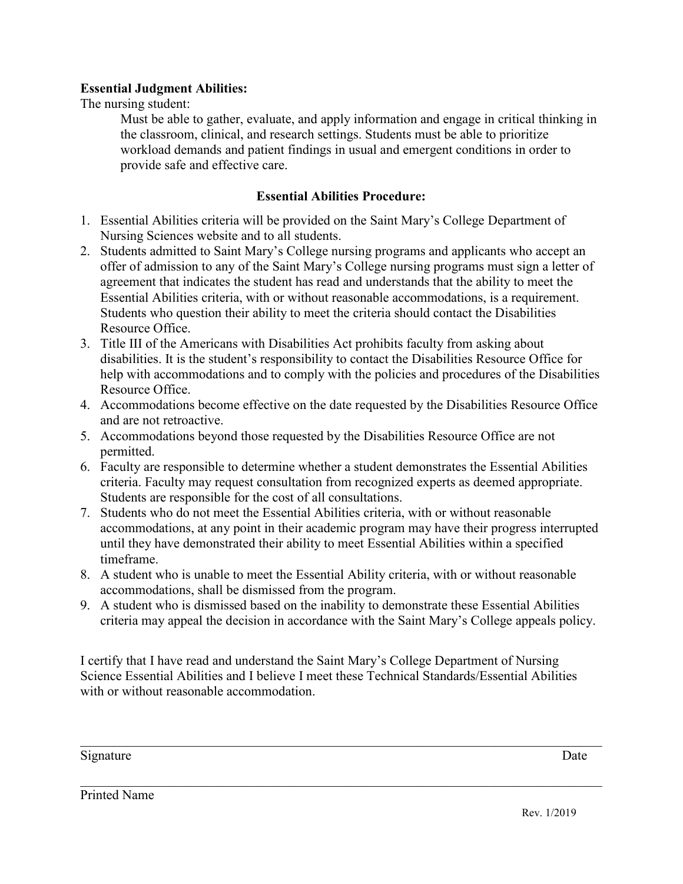**Essential Judgment Abilities:**

The nursing student:

> Must be able to gather, evaluate, and apply information and engage in critical thinking in the classroom, clinical, and research settings. Students must be able to prioritize workload demands and patient findings in usual and emergent conditions in order to provide safe and effective care.

## Essential Abilities Procedure:

1. Essential Abilities criteria will be provided on the Saint Mary's College Department of Nursing Sciences website and to all students.
2. Students admitted to Saint Mary's College nursing programs and applicants who accept an offer of admission to any of the Saint Mary's College nursing programs must sign a letter of agreement that indicates the student has read and understands that the ability to meet the Essential Abilities criteria, with or without reasonable accommodations, is a requirement. Students who question their ability to meet the criteria should contact the Disabilities Resource Office.
3. Title III of the Americans with Disabilities Act prohibits faculty from asking about disabilities. It is the student's responsibility to contact the Disabilities Resource Office for help with accommodations and to comply with the policies and procedures of the Disabilities Resource Office.
4. Accommodations become effective on the date requested by the Disabilities Resource Office and are not retroactive.
5. Accommodations beyond those requested by the Disabilities Resource Office are not permitted.
6. Faculty are responsible to determine whether a student demonstrates the Essential Abilities criteria. Faculty may request consultation from recognized experts as deemed appropriate. Students are responsible for the cost of all consultations.
7. Students who do not meet the Essential Abilities criteria, with or without reasonable accommodations, at any point in their academic program may have their progress interrupted until they have demonstrated their ability to meet Essential Abilities within a specified timeframe.
8. A student who is unable to meet the Essential Ability criteria, with or without reasonable accommodations, shall be dismissed from the program.
9. A student who is dismissed based on the inability to demonstrate these Essential Abilities criteria may appeal the decision in accordance with the Saint Mary's College appeals policy.

I certify that I have read and understand the Saint Mary's College Department of Nursing Science Essential Abilities and I believe I meet these Technical Standards/Essential Abilities with or without reasonable accommodation.

\_\_\_\_\_\_\_\_\_\_\_\_\_\_\_\_\_\_\_\_\_\_\_\_\_\_\_\_\_\_\_\_\_\_\_\_\_\_\_\_\_\_\_\_\_\_\_\_\_\_\_\_\_\_\_\_\_\_\_\_

Signature                                                                                                    Date

\_\_\_\_\_\_\_\_\_\_\_\_\_\_\_\_\_\_\_\_\_\_\_\_\_\_\_\_\_\_\_\_\_\_\_\_\_\_\_\_\_\_\_\_\_\_\_\_\_\_\_\_\_\_\_\_\_\_\_\_

Printed Name

Rev. 1/2019